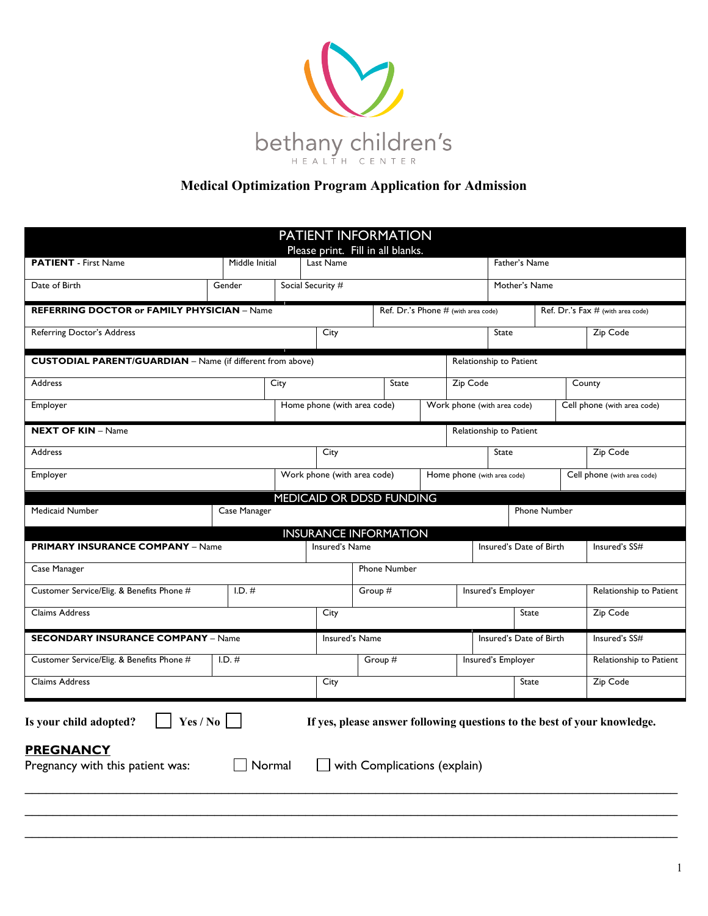bethany children's
HEALTH CENTER

# Medical Optimization Program Application for Admission

## PATIENT INFORMATION

Please print. Fill in all blanks.

| **PATIENT** - First Name | Middle Initial | Last Name | Father's Name |
|---|---|---|---|
| Date of Birth | Gender | Social Security # | Mother's Name |

| **REFERRING DOCTOR or FAMILY PHYSICIAN** – Name | Ref. Dr.'s Phone # (with area code) | Ref. Dr.'s Fax # (with area code) | |
|---|---|---|---|
| Referring Doctor's Address | City | State | Zip Code |

| **CUSTODIAL PARENT/GUARDIAN** – Name (if different from above) | | Relationship to Patient | | |
|---|---|---|---|---|
| Address | City | State | Zip Code | County |
| Employer | Home phone (with area code) | Work phone (with area code) | Cell phone (with area code) | |

| **NEXT OF KIN** – Name | | Relationship to Patient | |
|---|---|---|---|
| Address | City | State | Zip Code |
| Employer | Work phone (with area code) | Home phone (with area code) | Cell phone (with area code) |

## MEDICAID OR DDSD FUNDING

| Medicaid Number | Case Manager | Phone Number |
|---|---|---|

## INSURANCE INFORMATION

| **PRIMARY INSURANCE COMPANY** – Name | | Insured's Name | | Insured's Date of Birth | Insured's SS# |
|---|---|---|---|---|---|
| Case Manager | | Phone Number | | | |
| Customer Service/Elig. & Benefits Phone # | I.D. # | Group # | Insured's Employer | | Relationship to Patient |
| Claims Address | | City | | State | Zip Code |

| **SECONDARY INSURANCE COMPANY** – Name | | Insured's Name | | Insured's Date of Birth | Insured's SS# |
|---|---|---|---|---|---|
| Customer Service/Elig. & Benefits Phone # | I.D. # | Group # | Insured's Employer | | Relationship to Patient |
| Claims Address | | City | | State | Zip Code |

**Is your child adopted?** ☐ **Yes / No** ☐ **If yes, please answer following questions to the best of your knowledge.**

## PREGNANCY

Pregnancy with this patient was: ☐ Normal ☐ with Complications (explain)

\_\_\_\_\_\_\_\_\_\_\_\_\_\_\_\_\_\_\_\_\_\_\_\_\_\_\_\_\_\_\_\_\_\_\_\_\_\_\_\_\_\_\_\_\_\_\_\_\_\_\_\_\_\_\_\_\_\_\_\_\_\_\_\_\_\_\_\_\_\_\_\_\_\_\_\_\_\_

\_\_\_\_\_\_\_\_\_\_\_\_\_\_\_\_\_\_\_\_\_\_\_\_\_\_\_\_\_\_\_\_\_\_\_\_\_\_\_\_\_\_\_\_\_\_\_\_\_\_\_\_\_\_\_\_\_\_\_\_\_\_\_\_\_\_\_\_\_\_\_\_\_\_\_\_\_\_

\_\_\_\_\_\_\_\_\_\_\_\_\_\_\_\_\_\_\_\_\_\_\_\_\_\_\_\_\_\_\_\_\_\_\_\_\_\_\_\_\_\_\_\_\_\_\_\_\_\_\_\_\_\_\_\_\_\_\_\_\_\_\_\_\_\_\_\_\_\_\_\_\_\_\_\_\_\_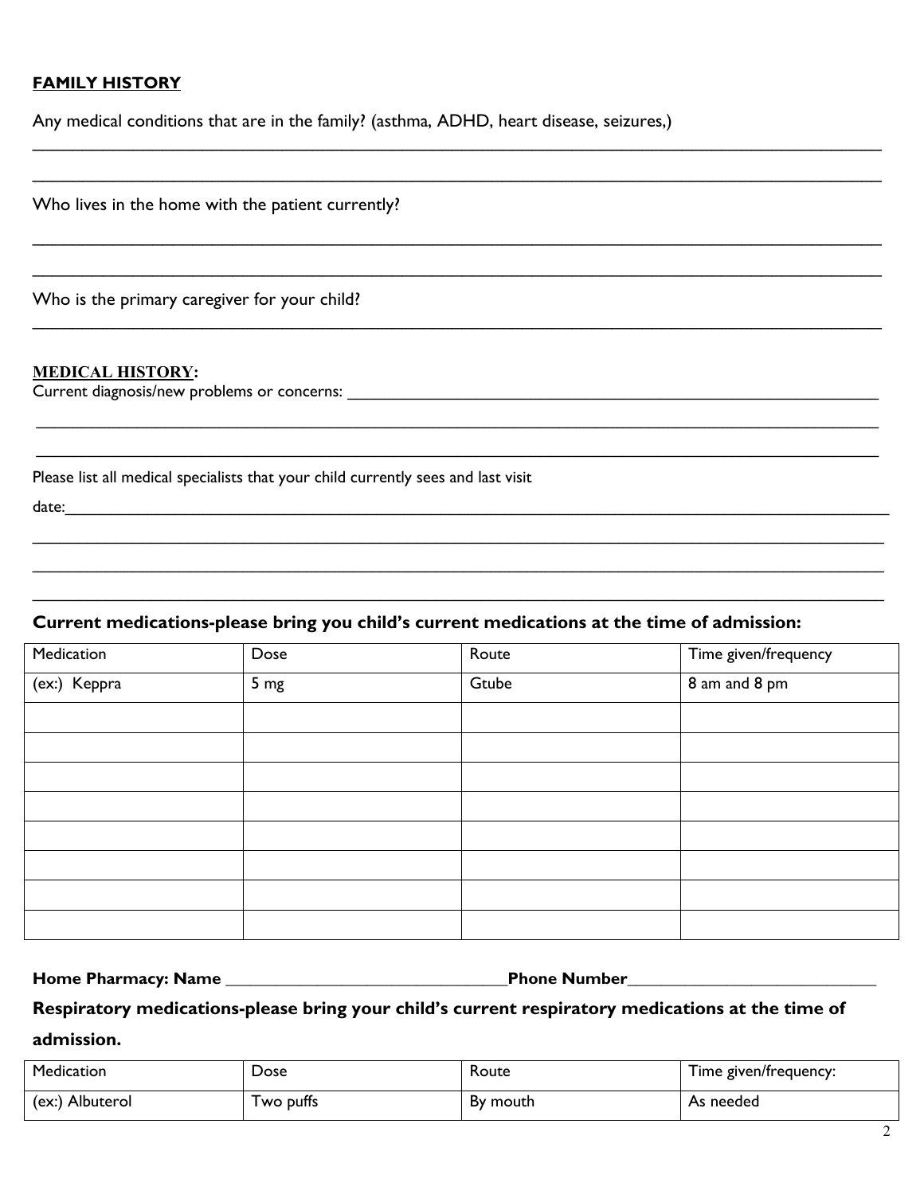## FAMILY HISTORY

Any medical conditions that are in the family? (asthma, ADHD, heart disease, seizures,)

_______________________________________________________________________________________________

_______________________________________________________________________________________________

Who lives in the home with the patient currently?

_______________________________________________________________________________________________

_______________________________________________________________________________________________

Who is the primary caregiver for your child?

_______________________________________________________________________________________________

## MEDICAL HISTORY:

Current diagnosis/new problems or concerns: ______________________________________________________

_______________________________________________________________________________________________

_______________________________________________________________________________________________

Please list all medical specialists that your child currently sees and last visit

date:___________________________________________________________________________________________

_______________________________________________________________________________________________

_______________________________________________________________________________________________

_______________________________________________________________________________________________

**Current medications-please bring you child's current medications at the time of admission:**

| Medication | Dose | Route | Time given/frequency |
|---|---|---|---|
| (ex:) Keppra | 5 mg | Gtube | 8 am and 8 pm |
| | | | |
| | | | |
| | | | |
| | | | |
| | | | |
| | | | |
| | | | |
| | | | |

**Home Pharmacy: Name ______________________________Phone Number__________________________**

**Respiratory medications-please bring your child's current respiratory medications at the time of admission.**

| Medication | Dose | Route | Time given/frequency: |
|---|---|---|---|
| (ex:) Albuterol | Two puffs | By mouth | As needed |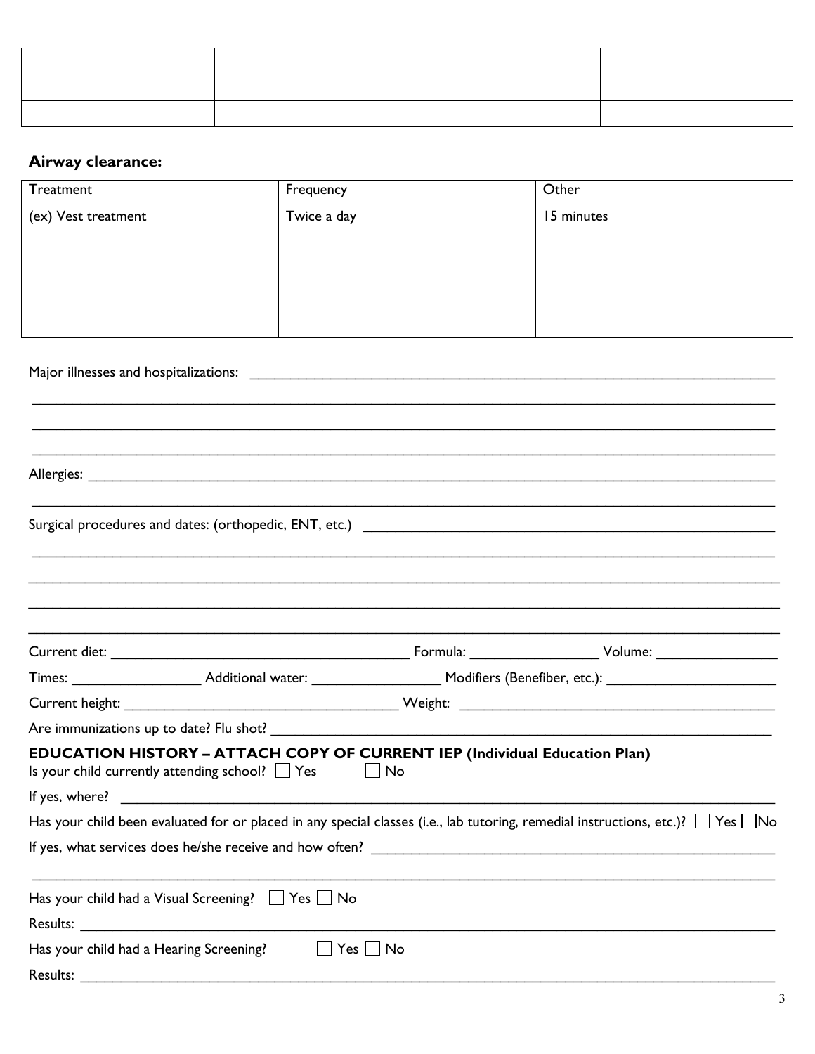| | | | |
|---|---|---|---|
| | | | |
| | | | |
| | | | |

**Airway clearance:**

| Treatment | Frequency | Other |
|---|---|---|
| (ex) Vest treatment | Twice a day | 15 minutes |
| | | |
| | | |
| | | |
| | | |

Major illnesses and hospitalizations: ______________________________________________________________________

________________________________________________________________________________________________

________________________________________________________________________________________________

________________________________________________________________________________________________

Allergies: ______________________________________________________________________________________

________________________________________________________________________________________________

Surgical procedures and dates: (orthopedic, ENT, etc.) ________________________________________________

________________________________________________________________________________________________

________________________________________________________________________________________________

________________________________________________________________________________________________

________________________________________________________________________________________________

Current diet: ______________________________________ Formula: ________________ Volume: _______________

Times: ________________ Additional water: ________________ Modifiers (Benefiber, etc.): _____________________

Current height: __________________________________ Weight: _______________________________________

Are immunizations up to date? Flu shot? ________________________________________________________________

**EDUCATION HISTORY – ATTACH COPY OF CURRENT IEP (Individual Education Plan)**

Is your child currently attending school? ☐ Yes ☐ No

If yes, where? __________________________________________________________________________________

Has your child been evaluated for or placed in any special classes (i.e., lab tutoring, remedial instructions, etc.)? ☐ Yes ☐ No

If yes, what services does he/she receive and how often? _____________________________________________

________________________________________________________________________________________________

Has your child had a Visual Screening? ☐ Yes ☐ No

Results: ______________________________________________________________________________________

Has your child had a Hearing Screening? ☐ Yes ☐ No

Results: ______________________________________________________________________________________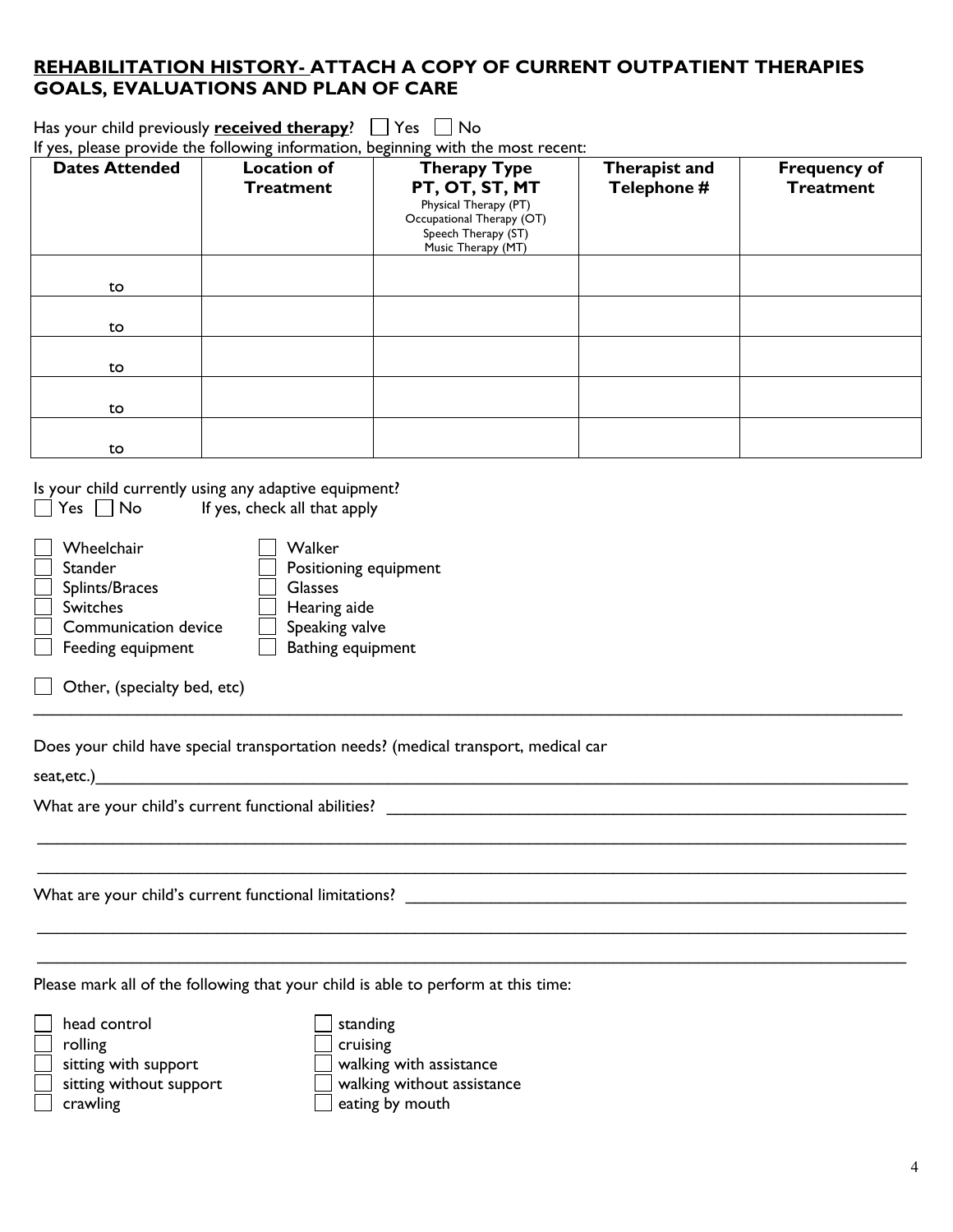## **REHABILITATION HISTORY- ATTACH A COPY OF CURRENT OUTPATIENT THERAPIES GOALS, EVALUATIONS AND PLAN OF CARE**

Has your child previously **received therapy**? ☐ Yes ☐ No

If yes, please provide the following information, beginning with the most recent:

| Dates Attended | Location of Treatment | Therapy Type PT, OT, ST, MT<br>Physical Therapy (PT)<br>Occupational Therapy (OT)<br>Speech Therapy (ST)<br>Music Therapy (MT) | Therapist and Telephone # | Frequency of Treatment |
|---|---|---|---|---|
| to | | | | |
| to | | | | |
| to | | | | |
| to | | | | |
| to | | | | |

Is your child currently using any adaptive equipment?

☐ Yes ☐ No If yes, check all that apply

- ☐ Wheelchair
- ☐ Stander
- ☐ Splints/Braces
- ☐ Switches
- ☐ Communication device
- ☐ Feeding equipment
- ☐ Walker
- ☐ Positioning equipment
- ☐ Glasses
- ☐ Hearing aide
- ☐ Speaking valve
- ☐ Bathing equipment

☐ Other, (specialty bed, etc)

_______________________________________________________________________________

Does your child have special transportation needs? (medical transport, medical car seat,etc.)_______________________________________________________________________

What are your child's current functional abilities? ___________________________________

_______________________________________________________________________________

_______________________________________________________________________________

What are your child's current functional limitations? __________________________________

_______________________________________________________________________________

_______________________________________________________________________________

Please mark all of the following that your child is able to perform at this time:

- ☐ head control
- ☐ rolling
- ☐ sitting with support
- ☐ sitting without support
- ☐ crawling
- ☐ standing
- ☐ cruising
- ☐ walking with assistance
- ☐ walking without assistance
- ☐ eating by mouth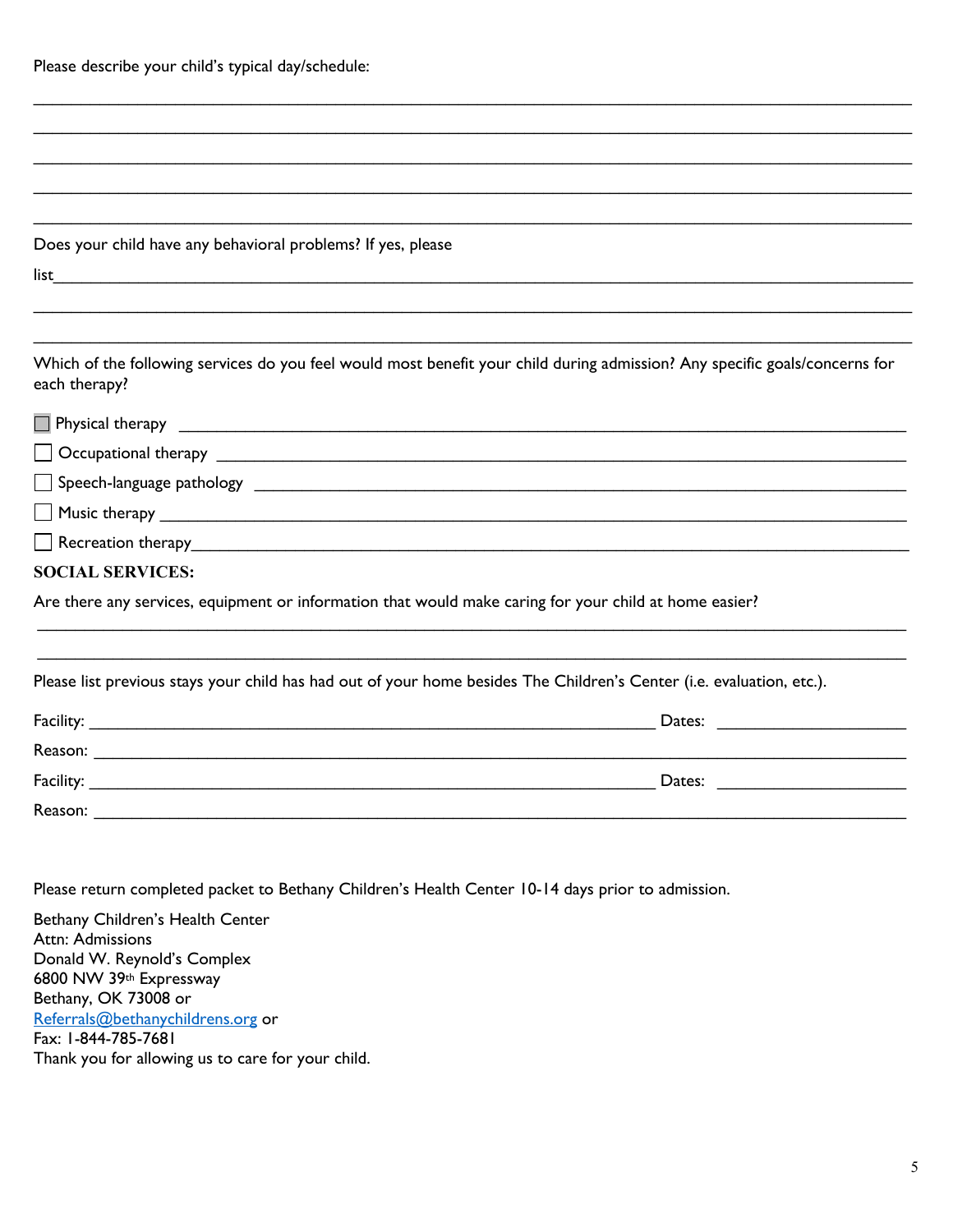Please describe your child's typical day/schedule:

_______________________________________________________________________________

_______________________________________________________________________________

_______________________________________________________________________________

_______________________________________________________________________________

_______________________________________________________________________________

Does your child have any behavioral problems? If yes, please

list_____________________________________________________________________________

_______________________________________________________________________________

_______________________________________________________________________________

Which of the following services do you feel would most benefit your child during admission? Any specific goals/concerns for each therapy?

- ☐ Physical therapy _______________________________________________________________
- ☐ Occupational therapy ____________________________________________________________
- ☐ Speech-language pathology _______________________________________________________
- ☐ Music therapy __________________________________________________________________
- ☐ Recreation therapy______________________________________________________________

**SOCIAL SERVICES:**

Are there any services, equipment or information that would make caring for your child at home easier?

_______________________________________________________________________________

_______________________________________________________________________________

Please list previous stays your child has had out of your home besides The Children's Center (i.e. evaluation, etc.).

Facility: ______________________________________________________ Dates: ________________

Reason: _______________________________________________________________________

Facility: ______________________________________________________ Dates: ________________

Reason: _______________________________________________________________________

Please return completed packet to Bethany Children's Health Center 10-14 days prior to admission.

Bethany Children's Health Center
Attn: Admissions
Donald W. Reynold's Complex
6800 NW 39th Expressway
Bethany, OK 73008 or
Referrals@bethanychildrens.org or
Fax: 1-844-785-7681
Thank you for allowing us to care for your child.